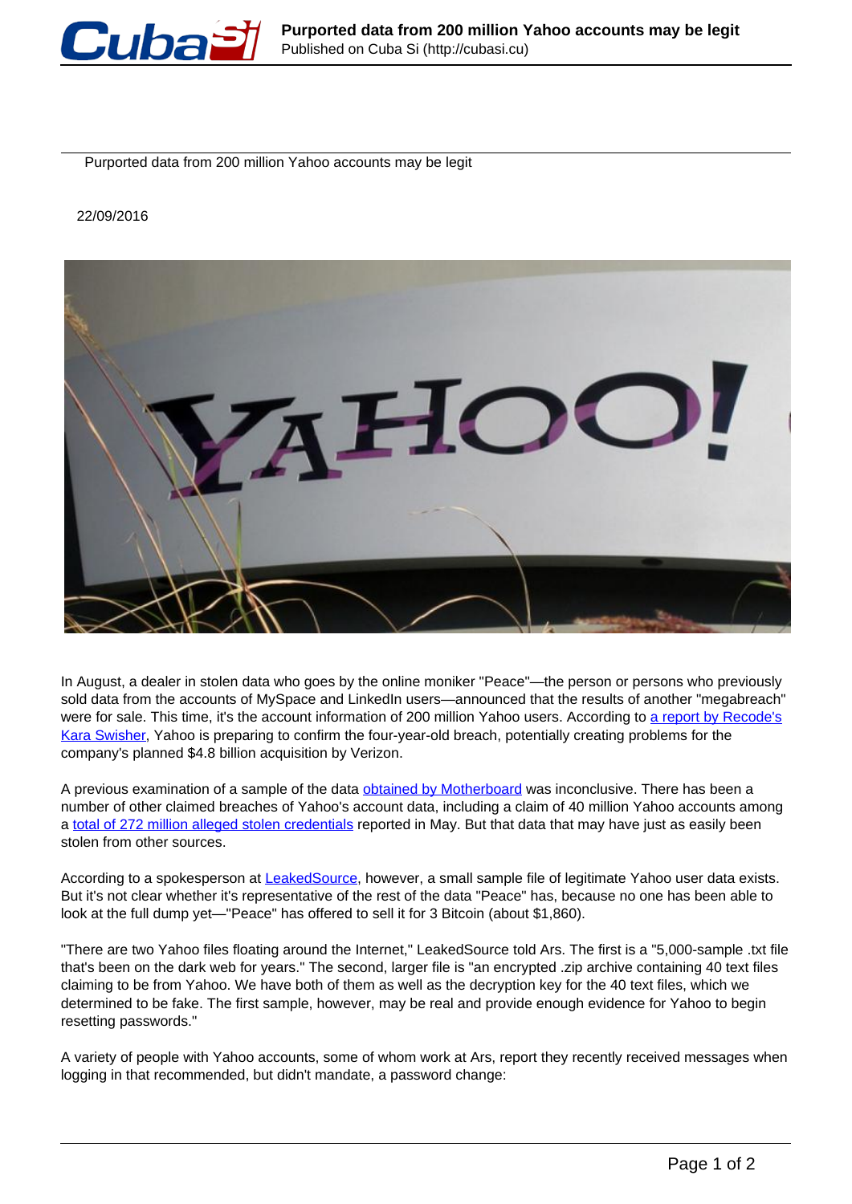# Purported data from 200 million Yahoo accounts may be legit

22/09/2016

In August, a dealer in stolen data who goes by the online moniker "Peace"—the person or persons who previously sold data from the accounts of MySpace and LinkedIn users—announced that the results of another "megabreach" were for sale. This time, it's the account information of 200 million Yahoo users. According to a report by Recode's Kara Swisher, Yahoo is preparing to confirm the four-year-old breach, potentially creating problems for the company's planned $4.8 billion acquisition by Verizon.

A previous examination of a sample of the data obtained by Motherboard was inconclusive. There has been a number of other claimed breaches of Yahoo's account data, including a claim of 40 million Yahoo accounts among a total of 272 million alleged stolen credentials reported in May. But that data that may have just as easily been stolen from other sources.

According to a spokesperson at LeakedSource, however, a small sample file of legitimate Yahoo user data exists. But it's not clear whether it's representative of the rest of the data "Peace" has, because no one has been able to look at the full dump yet—"Peace" has offered to sell it for 3 Bitcoin (about $1,860).

"There are two Yahoo files floating around the Internet," LeakedSource told Ars. The first is a "5,000-sample .txt file that's been on the dark web for years." The second, larger file is "an encrypted .zip archive containing 40 text files claiming to be from Yahoo. We have both of them as well as the decryption key for the 40 text files, which we determined to be fake. The first sample, however, may be real and provide enough evidence for Yahoo to begin resetting passwords."

A variety of people with Yahoo accounts, some of whom work at Ars, report they recently received messages when logging in that recommended, but didn't mandate, a password change: